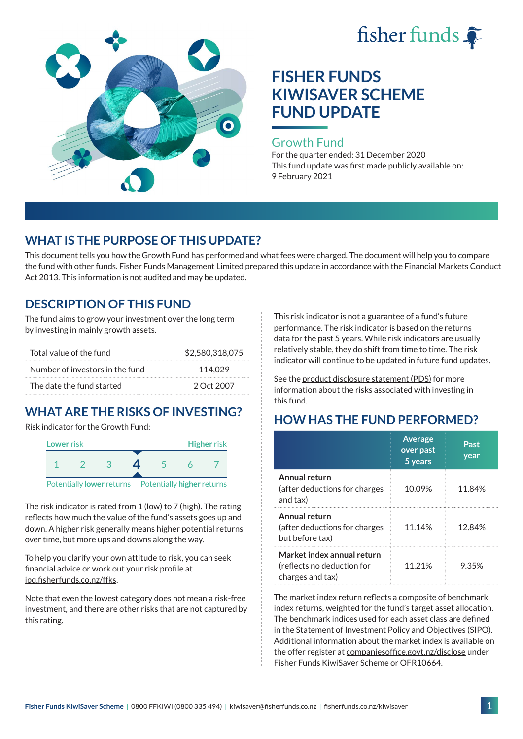fisher funds

# FISHER FUNDS KIWISAVER SCHEME FUND UPDATE

## Growth Fund

For the quarter ended: 31 December 2020

This fund update was first made publicly available on: 9 February 2021

## WHAT IS THE PURPOSE OF THIS UPDATE?

This document tells you how the Growth Fund has performed and what fees were charged. The document will help you to compare the fund with other funds. Fisher Funds Management Limited prepared this update in accordance with the Financial Markets Conduct Act 2013. This information is not audited and may be updated.

## DESCRIPTION OF THIS FUND

The fund aims to grow your investment over the long term by investing in mainly growth assets.

| | |
|---|---|
| Total value of the fund | $2,580,318,075 |
| Number of investors in the fund | 114,029 |
| The date the fund started | 2 Oct 2007 |

## WHAT ARE THE RISKS OF INVESTING?

Risk indicator for the Growth Fund:

| Lower risk | | | | | | Higher risk |
|---|---|---|---|---|---|---|
| 1 | 2 | 3 | **4** | 5 | 6 | 7 |

Potentially **lower** returns — Potentially **higher** returns

The risk indicator is rated from 1 (low) to 7 (high). The rating reflects how much the value of the fund's assets goes up and down. A higher risk generally means higher potential returns over time, but more ups and downs along the way.

To help you clarify your own attitude to risk, you can seek financial advice or work out your risk profile at ipq.fisherfunds.co.nz/ffks.

Note that even the lowest category does not mean a risk-free investment, and there are other risks that are not captured by this rating.

This risk indicator is not a guarantee of a fund's future performance. The risk indicator is based on the returns data for the past 5 years. While risk indicators are usually relatively stable, they do shift from time to time. The risk indicator will continue to be updated in future fund updates.

See the product disclosure statement (PDS) for more information about the risks associated with investing in this fund.

## HOW HAS THE FUND PERFORMED?

| | Average over past 5 years | Past year |
|---|---|---|
| **Annual return** (after deductions for charges and tax) | 10.09% | 11.84% |
| **Annual return** (after deductions for charges but before tax) | 11.14% | 12.84% |
| **Market index annual return** (reflects no deduction for charges and tax) | 11.21% | 9.35% |

The market index return reflects a composite of benchmark index returns, weighted for the fund's target asset allocation. The benchmark indices used for each asset class are defined in the Statement of Investment Policy and Objectives (SIPO). Additional information about the market index is available on the offer register at companiesoffice.govt.nz/disclose under Fisher Funds KiwiSaver Scheme or OFR10664.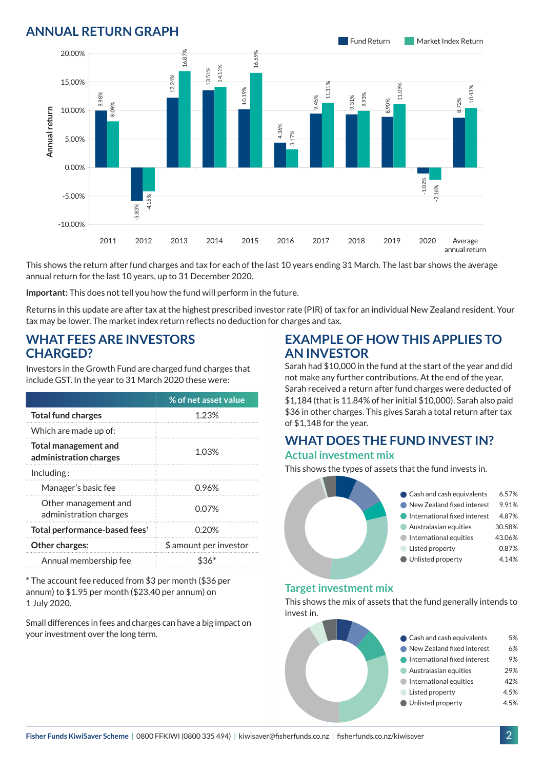## ANNUAL RETURN GRAPH

| Year | Fund Return | Market Index Return |
|---|---|---|
| 2011 | 9.98% | 8.09% |
| 2012 | -5.83% | -4.15% |
| 2013 | 12.24% | 16.87% |
| 2014 | 13.51% | 14.11% |
| 2015 | 10.19% | 16.59% |
| 2016 | 4.36% | 3.17% |
| 2017 | 9.45% | 11.31% |
| 2018 | 9.31% | 9.93% |
| 2019 | 8.90% | 11.09% |
| 2020 | -1.02% | -2.16% |
| Average annual return | 8.72% | 10.43% |

This shows the return after fund charges and tax for each of the last 10 years ending 31 March. The last bar shows the average annual return for the last 10 years, up to 31 December 2020.

**Important:** This does not tell you how the fund will perform in the future.

Returns in this update are after tax at the highest prescribed investor rate (PIR) of tax for an individual New Zealand resident. Your tax may be lower. The market index return reflects no deduction for charges and tax.

## WHAT FEES ARE INVESTORS CHARGED?

Investors in the Growth Fund are charged fund charges that include GST. In the year to 31 March 2020 these were:

| | % of net asset value |
|---|---|
| **Total fund charges** | 1.23% |
| Which are made up of: | |
| **Total management and administration charges** | 1.03% |
| Including: | |
| Manager's basic fee | 0.96% |
| Other management and administration charges | 0.07% |
| **Total performance-based fees**[1] | 0.20% |
| **Other charges:** | $ amount per investor |
| Annual membership fee | $36* |

* The account fee reduced from $3 per month ($36 per annum) to $1.95 per month ($23.40 per annum) on 1 July 2020.

Small differences in fees and charges can have a big impact on your investment over the long term.

## EXAMPLE OF HOW THIS APPLIES TO AN INVESTOR

Sarah had $10,000 in the fund at the start of the year and did not make any further contributions. At the end of the year, Sarah received a return after fund charges were deducted of $1,184 (that is 11.84% of her initial $10,000). Sarah also paid $36 in other charges. This gives Sarah a total return after tax of $1,148 for the year.

## WHAT DOES THE FUND INVEST IN?

### Actual investment mix

This shows the types of assets that the fund invests in.

| Asset | % |
|---|---|
| Cash and cash equivalents | 6.57% |
| New Zealand fixed interest | 9.91% |
| International fixed interest | 4.87% |
| Australasian equities | 30.58% |
| International equities | 43.06% |
| Listed property | 0.87% |
| Unlisted property | 4.14% |

### Target investment mix

This shows the mix of assets that the fund generally intends to invest in.

| Asset | % |
|---|---|
| Cash and cash equivalents | 5% |
| New Zealand fixed interest | 6% |
| International fixed interest | 9% |
| Australasian equities | 29% |
| International equities | 42% |
| Listed property | 4.5% |
| Unlisted property | 4.5% |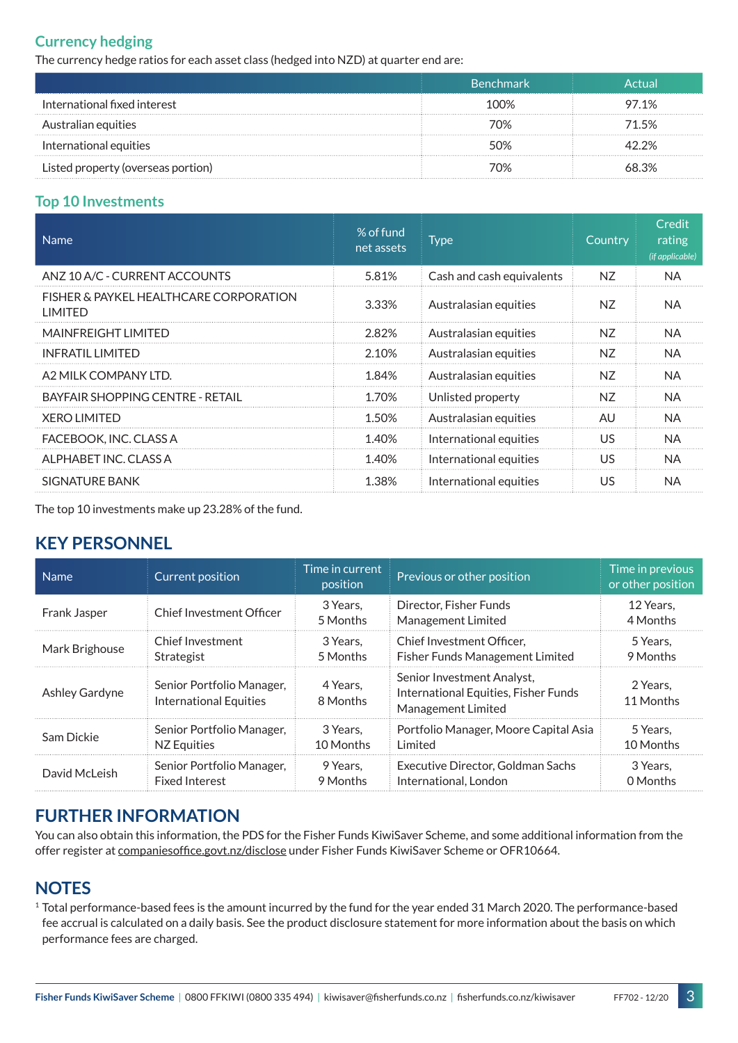## Currency hedging

The currency hedge ratios for each asset class (hedged into NZD) at quarter end are:

| | Benchmark | Actual |
|---|---|---|
| International fixed interest | 100% | 97.1% |
| Australian equities | 70% | 71.5% |
| International equities | 50% | 42.2% |
| Listed property (overseas portion) | 70% | 68.3% |

## Top 10 Investments

| Name | % of fund net assets | Type | Country | Credit rating *(if applicable)* |
|---|---|---|---|---|
| ANZ 10 A/C - CURRENT ACCOUNTS | 5.81% | Cash and cash equivalents | NZ | NA |
| FISHER & PAYKEL HEALTHCARE CORPORATION LIMITED | 3.33% | Australasian equities | NZ | NA |
| MAINFREIGHT LIMITED | 2.82% | Australasian equities | NZ | NA |
| INFRATIL LIMITED | 2.10% | Australasian equities | NZ | NA |
| A2 MILK COMPANY LTD. | 1.84% | Australasian equities | NZ | NA |
| BAYFAIR SHOPPING CENTRE - RETAIL | 1.70% | Unlisted property | NZ | NA |
| XERO LIMITED | 1.50% | Australasian equities | AU | NA |
| FACEBOOK, INC. CLASS A | 1.40% | International equities | US | NA |
| ALPHABET INC. CLASS A | 1.40% | International equities | US | NA |
| SIGNATURE BANK | 1.38% | International equities | US | NA |

The top 10 investments make up 23.28% of the fund.

## KEY PERSONNEL

| Name | Current position | Time in current position | Previous or other position | Time in previous or other position |
|---|---|---|---|---|
| Frank Jasper | Chief Investment Officer | 3 Years, 5 Months | Director, Fisher Funds Management Limited | 12 Years, 4 Months |
| Mark Brighouse | Chief Investment Strategist | 3 Years, 5 Months | Chief Investment Officer, Fisher Funds Management Limited | 5 Years, 9 Months |
| Ashley Gardyne | Senior Portfolio Manager, International Equities | 4 Years, 8 Months | Senior Investment Analyst, International Equities, Fisher Funds Management Limited | 2 Years, 11 Months |
| Sam Dickie | Senior Portfolio Manager, NZ Equities | 3 Years, 10 Months | Portfolio Manager, Moore Capital Asia Limited | 5 Years, 10 Months |
| David McLeish | Senior Portfolio Manager, Fixed Interest | 9 Years, 9 Months | Executive Director, Goldman Sachs International, London | 3 Years, 0 Months |

## FURTHER INFORMATION

You can also obtain this information, the PDS for the Fisher Funds KiwiSaver Scheme, and some additional information from the offer register at companiesoffice.govt.nz/disclose under Fisher Funds KiwiSaver Scheme or OFR10664.

## NOTES

[1] Total performance-based fees is the amount incurred by the fund for the year ended 31 March 2020. The performance-based fee accrual is calculated on a daily basis. See the product disclosure statement for more information about the basis on which performance fees are charged.

**Fisher Funds KiwiSaver Scheme** | 0800 FFKIWI (0800 335 494) | kiwisaver@fisherfunds.co.nz | fisherfunds.co.nz/kiwisaver FF702 - 12/20